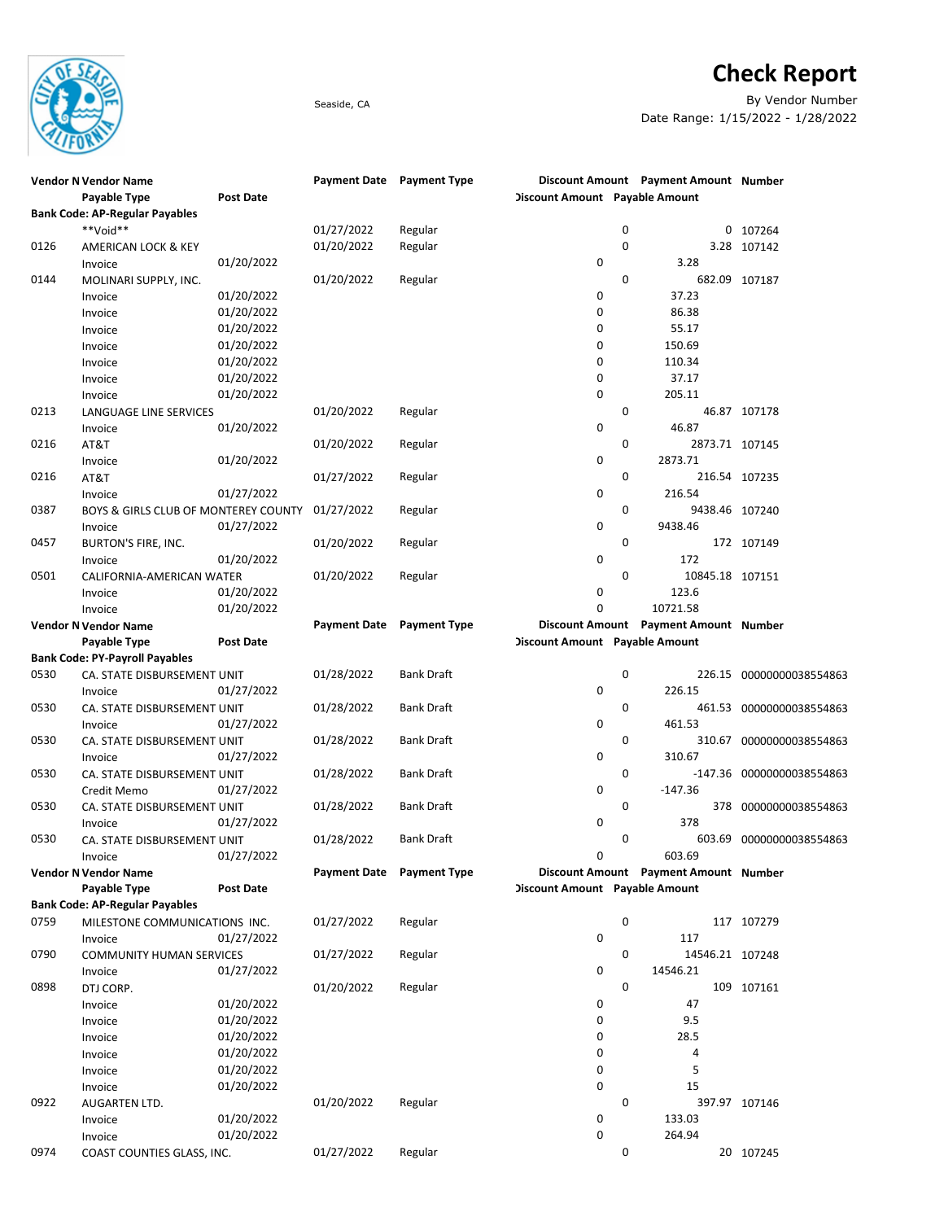# Check Report

Seaside, CA

By Vendor Number

Date Range: 1/15/2022 - 1/28/2022

| Vendor Number | Vendor Name | Post Date | Payment Date | Payment Type | Discount Amount | Payment Amount | Number |
|---|---|---|---|---|---|---|---|
| | Payable Type | Post Date | | | Discount Amount | Payable Amount | |
| **Bank Code: AP-Regular Payables** | | | | | | | |
| | **Void** | | 01/27/2022 | Regular | 0 | 0 | 107264 |
| 0126 | AMERICAN LOCK & KEY | | 01/20/2022 | Regular | 0 | 3.28 | 107142 |
| | Invoice | 01/20/2022 | | | 0 | 3.28 | |
| 0144 | MOLINARI SUPPLY, INC. | | 01/20/2022 | Regular | 0 | 682.09 | 107187 |
| | Invoice | 01/20/2022 | | | 0 | 37.23 | |
| | Invoice | 01/20/2022 | | | 0 | 86.38 | |
| | Invoice | 01/20/2022 | | | 0 | 55.17 | |
| | Invoice | 01/20/2022 | | | 0 | 150.69 | |
| | Invoice | 01/20/2022 | | | 0 | 110.34 | |
| | Invoice | 01/20/2022 | | | 0 | 37.17 | |
| | Invoice | 01/20/2022 | | | 0 | 205.11 | |
| 0213 | LANGUAGE LINE SERVICES | | 01/20/2022 | Regular | 0 | 46.87 | 107178 |
| | Invoice | 01/20/2022 | | | 0 | 46.87 | |
| 0216 | AT&T | | 01/20/2022 | Regular | 0 | 2873.71 | 107145 |
| | Invoice | 01/20/2022 | | | 0 | 2873.71 | |
| 0216 | AT&T | | 01/27/2022 | Regular | 0 | 216.54 | 107235 |
| | Invoice | 01/27/2022 | | | 0 | 216.54 | |
| 0387 | BOYS & GIRLS CLUB OF MONTEREY COUNTY | | 01/27/2022 | Regular | 0 | 9438.46 | 107240 |
| | Invoice | 01/27/2022 | | | 0 | 9438.46 | |
| 0457 | BURTON'S FIRE, INC. | | 01/20/2022 | Regular | 0 | 172 | 107149 |
| | Invoice | 01/20/2022 | | | 0 | 172 | |
| 0501 | CALIFORNIA-AMERICAN WATER | | 01/20/2022 | Regular | 0 | 10845.18 | 107151 |
| | Invoice | 01/20/2022 | | | 0 | 123.6 | |
| | Invoice | 01/20/2022 | | | 0 | 10721.58 | |
| **Bank Code: PY-Payroll Payables** | | | | | | | |
| 0530 | CA. STATE DISBURSEMENT UNIT | | 01/28/2022 | Bank Draft | 0 | 226.15 | 00000000038554863 |
| | Invoice | 01/27/2022 | | | 0 | 226.15 | |
| 0530 | CA. STATE DISBURSEMENT UNIT | | 01/28/2022 | Bank Draft | 0 | 461.53 | 00000000038554863 |
| | Invoice | 01/27/2022 | | | 0 | 461.53 | |
| 0530 | CA. STATE DISBURSEMENT UNIT | | 01/28/2022 | Bank Draft | 0 | 310.67 | 00000000038554863 |
| | Invoice | 01/27/2022 | | | 0 | 310.67 | |
| 0530 | CA. STATE DISBURSEMENT UNIT | | 01/28/2022 | Bank Draft | 0 | -147.36 | 00000000038554863 |
| | Credit Memo | 01/27/2022 | | | 0 | -147.36 | |
| 0530 | CA. STATE DISBURSEMENT UNIT | | 01/28/2022 | Bank Draft | 0 | 378 | 00000000038554863 |
| | Invoice | 01/27/2022 | | | 0 | 378 | |
| 0530 | CA. STATE DISBURSEMENT UNIT | | 01/28/2022 | Bank Draft | 0 | 603.69 | 00000000038554863 |
| | Invoice | 01/27/2022 | | | 0 | 603.69 | |
| **Bank Code: AP-Regular Payables** | | | | | | | |
| 0759 | MILESTONE COMMUNICATIONS INC. | | 01/27/2022 | Regular | 0 | 117 | 107279 |
| | Invoice | 01/27/2022 | | | 0 | 117 | |
| 0790 | COMMUNITY HUMAN SERVICES | | 01/27/2022 | Regular | 0 | 14546.21 | 107248 |
| | Invoice | 01/27/2022 | | | 0 | 14546.21 | |
| 0898 | DTJ CORP. | | 01/20/2022 | Regular | 0 | 109 | 107161 |
| | Invoice | 01/20/2022 | | | 0 | 47 | |
| | Invoice | 01/20/2022 | | | 0 | 9.5 | |
| | Invoice | 01/20/2022 | | | 0 | 28.5 | |
| | Invoice | 01/20/2022 | | | 0 | 4 | |
| | Invoice | 01/20/2022 | | | 0 | 5 | |
| | Invoice | 01/20/2022 | | | 0 | 15 | |
| 0922 | AUGARTEN LTD. | | 01/20/2022 | Regular | 0 | 397.97 | 107146 |
| | Invoice | 01/20/2022 | | | 0 | 133.03 | |
| | Invoice | 01/20/2022 | | | 0 | 264.94 | |
| 0974 | COAST COUNTIES GLASS, INC. | | 01/27/2022 | Regular | 0 | 20 | 107245 |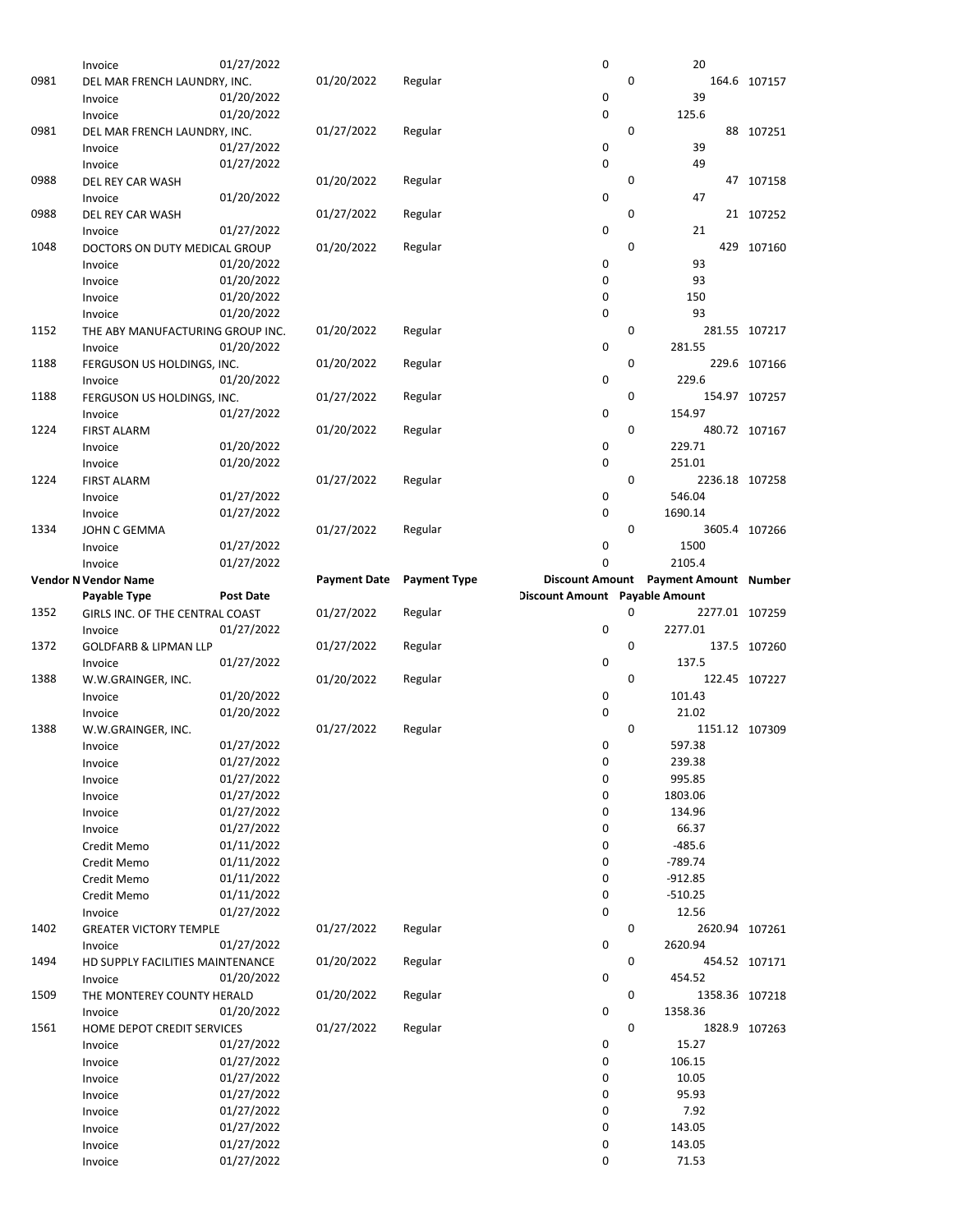| Vendor N | Vendor Name | Payment Date | Payment Type | Discount Amount | Payment Amount | Number |
|---|---|---|---|---|---|---|
| | Payable Type / Post Date | | | Discount Amount | Payable Amount | |
| | Invoice 01/27/2022 | | | 0 | 20 | |
| 0981 | DEL MAR FRENCH LAUNDRY, INC. | 01/20/2022 | Regular | 0 | 164.6 | 107157 |
| | Invoice 01/20/2022 | | | 0 | 39 | |
| | Invoice 01/20/2022 | | | 0 | 125.6 | |
| 0981 | DEL MAR FRENCH LAUNDRY, INC. | 01/27/2022 | Regular | 0 | 88 | 107251 |
| | Invoice 01/27/2022 | | | 0 | 39 | |
| | Invoice 01/27/2022 | | | 0 | 49 | |
| 0988 | DEL REY CAR WASH | 01/20/2022 | Regular | 0 | 47 | 107158 |
| | Invoice 01/20/2022 | | | 0 | 47 | |
| 0988 | DEL REY CAR WASH | 01/27/2022 | Regular | 0 | 21 | 107252 |
| | Invoice 01/27/2022 | | | 0 | 21 | |
| 1048 | DOCTORS ON DUTY MEDICAL GROUP | 01/20/2022 | Regular | 0 | 429 | 107160 |
| | Invoice 01/20/2022 | | | 0 | 93 | |
| | Invoice 01/20/2022 | | | 0 | 93 | |
| | Invoice 01/20/2022 | | | 0 | 150 | |
| | Invoice 01/20/2022 | | | 0 | 93 | |
| 1152 | THE ABY MANUFACTURING GROUP INC. | 01/20/2022 | Regular | 0 | 281.55 | 107217 |
| | Invoice 01/20/2022 | | | 0 | 281.55 | |
| 1188 | FERGUSON US HOLDINGS, INC. | 01/20/2022 | Regular | 0 | 229.6 | 107166 |
| | Invoice 01/20/2022 | | | 0 | 229.6 | |
| 1188 | FERGUSON US HOLDINGS, INC. | 01/27/2022 | Regular | 0 | 154.97 | 107257 |
| | Invoice 01/27/2022 | | | 0 | 154.97 | |
| 1224 | FIRST ALARM | 01/20/2022 | Regular | 0 | 480.72 | 107167 |
| | Invoice 01/20/2022 | | | 0 | 229.71 | |
| | Invoice 01/20/2022 | | | 0 | 251.01 | |
| 1224 | FIRST ALARM | 01/27/2022 | Regular | 0 | 2236.18 | 107258 |
| | Invoice 01/27/2022 | | | 0 | 546.04 | |
| | Invoice 01/27/2022 | | | 0 | 1690.14 | |
| 1334 | JOHN C GEMMA | 01/27/2022 | Regular | 0 | 3605.4 | 107266 |
| | Invoice 01/27/2022 | | | 0 | 1500 | |
| | Invoice 01/27/2022 | | | 0 | 2105.4 | |

| Vendor N | Vendor Name | Payment Date | Payment Type | Discount Amount | Payment Amount | Number |
|---|---|---|---|---|---|---|
| | Payable Type / Post Date | | | Discount Amount | Payable Amount | |
| 1352 | GIRLS INC. OF THE CENTRAL COAST | 01/27/2022 | Regular | 0 | 2277.01 | 107259 |
| | Invoice 01/27/2022 | | | 0 | 2277.01 | |
| 1372 | GOLDFARB & LIPMAN LLP | 01/27/2022 | Regular | 0 | 137.5 | 107260 |
| | Invoice 01/27/2022 | | | 0 | 137.5 | |
| 1388 | W.W.GRAINGER, INC. | 01/20/2022 | Regular | 0 | 122.45 | 107227 |
| | Invoice 01/20/2022 | | | 0 | 101.43 | |
| | Invoice 01/20/2022 | | | 0 | 21.02 | |
| 1388 | W.W.GRAINGER, INC. | 01/27/2022 | Regular | 0 | 1151.12 | 107309 |
| | Invoice 01/27/2022 | | | 0 | 597.38 | |
| | Invoice 01/27/2022 | | | 0 | 239.38 | |
| | Invoice 01/27/2022 | | | 0 | 995.85 | |
| | Invoice 01/27/2022 | | | 0 | 1803.06 | |
| | Invoice 01/27/2022 | | | 0 | 134.96 | |
| | Invoice 01/27/2022 | | | 0 | 66.37 | |
| | Credit Memo 01/11/2022 | | | 0 | -485.6 | |
| | Credit Memo 01/11/2022 | | | 0 | -789.74 | |
| | Credit Memo 01/11/2022 | | | 0 | -912.85 | |
| | Credit Memo 01/11/2022 | | | 0 | -510.25 | |
| | Invoice 01/27/2022 | | | 0 | 12.56 | |
| 1402 | GREATER VICTORY TEMPLE | 01/27/2022 | Regular | 0 | 2620.94 | 107261 |
| | Invoice 01/27/2022 | | | 0 | 2620.94 | |
| 1494 | HD SUPPLY FACILITIES MAINTENANCE | 01/20/2022 | Regular | 0 | 454.52 | 107171 |
| | Invoice 01/20/2022 | | | 0 | 454.52 | |
| 1509 | THE MONTEREY COUNTY HERALD | 01/20/2022 | Regular | 0 | 1358.36 | 107218 |
| | Invoice 01/20/2022 | | | 0 | 1358.36 | |
| 1561 | HOME DEPOT CREDIT SERVICES | 01/27/2022 | Regular | 0 | 1828.9 | 107263 |
| | Invoice 01/27/2022 | | | 0 | 15.27 | |
| | Invoice 01/27/2022 | | | 0 | 106.15 | |
| | Invoice 01/27/2022 | | | 0 | 10.05 | |
| | Invoice 01/27/2022 | | | 0 | 95.93 | |
| | Invoice 01/27/2022 | | | 0 | 7.92 | |
| | Invoice 01/27/2022 | | | 0 | 143.05 | |
| | Invoice 01/27/2022 | | | 0 | 143.05 | |
| | Invoice 01/27/2022 | | | 0 | 71.53 | |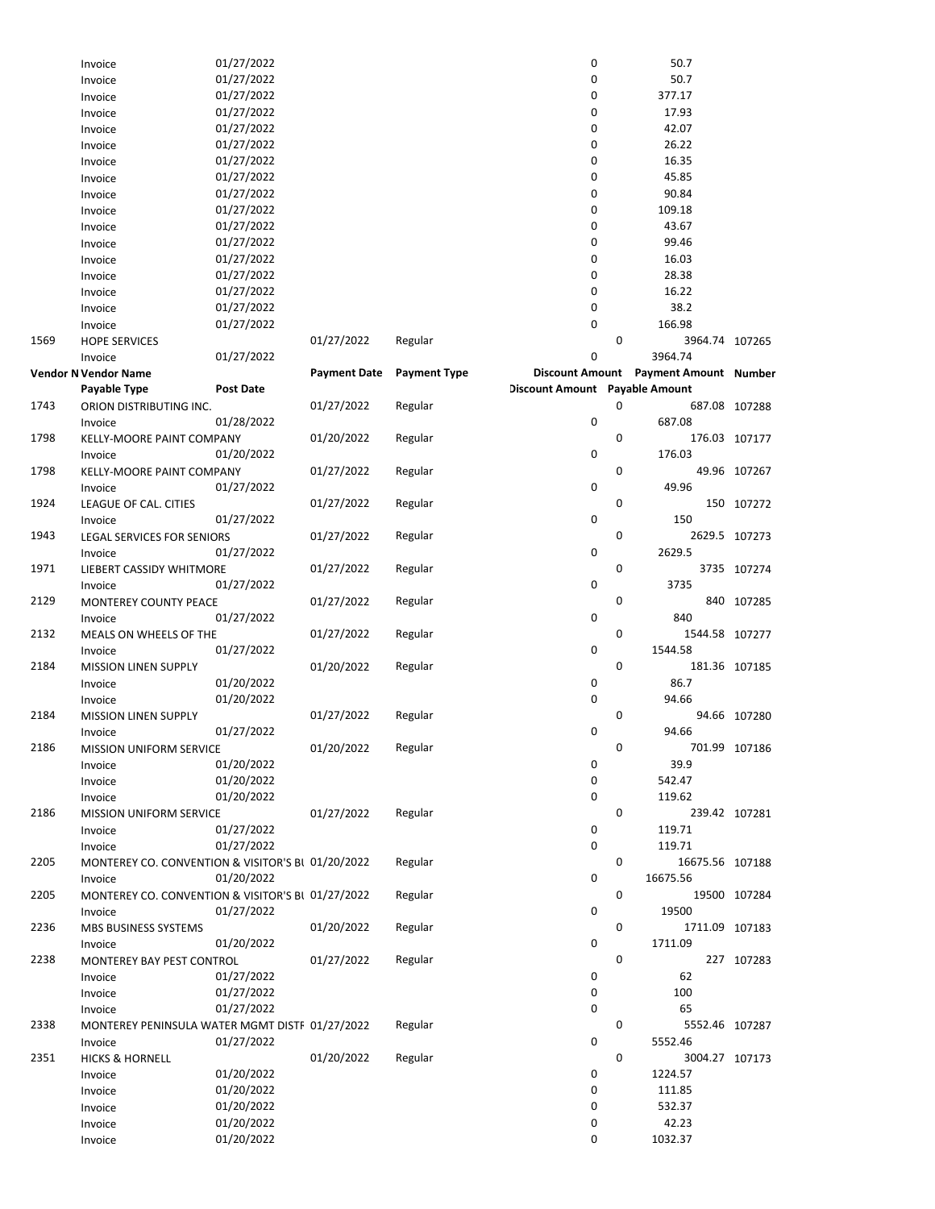| Vendor Number | Vendor Name | Payment Date | Payment Type | Discount Amount | Payment Amount | Number |
|---|---|---|---|---|---|---|
| | Payable Type | Post Date | | Discount Amount | Payable Amount | |
| | Invoice | 01/27/2022 | | 0 | 50.7 | |
| | Invoice | 01/27/2022 | | 0 | 50.7 | |
| | Invoice | 01/27/2022 | | 0 | 377.17 | |
| | Invoice | 01/27/2022 | | 0 | 17.93 | |
| | Invoice | 01/27/2022 | | 0 | 42.07 | |
| | Invoice | 01/27/2022 | | 0 | 26.22 | |
| | Invoice | 01/27/2022 | | 0 | 16.35 | |
| | Invoice | 01/27/2022 | | 0 | 45.85 | |
| | Invoice | 01/27/2022 | | 0 | 90.84 | |
| | Invoice | 01/27/2022 | | 0 | 109.18 | |
| | Invoice | 01/27/2022 | | 0 | 43.67 | |
| | Invoice | 01/27/2022 | | 0 | 99.46 | |
| | Invoice | 01/27/2022 | | 0 | 16.03 | |
| | Invoice | 01/27/2022 | | 0 | 28.38 | |
| | Invoice | 01/27/2022 | | 0 | 16.22 | |
| | Invoice | 01/27/2022 | | 0 | 38.2 | |
| | Invoice | 01/27/2022 | | 0 | 166.98 | |
| 1569 | HOPE SERVICES | 01/27/2022 | Regular | 0 | 3964.74 | 107265 |
| | Invoice | 01/27/2022 | | 0 | 3964.74 | |
| **Vendor N** | **Vendor Name** | **Payment Date** | **Payment Type** | **Discount Amount** | **Payment Amount** | **Number** |
| | **Payable Type** | **Post Date** | | **Discount Amount** | **Payable Amount** | |
| 1743 | ORION DISTRIBUTING INC. | 01/27/2022 | Regular | 0 | 687.08 | 107288 |
| | Invoice | 01/28/2022 | | 0 | 687.08 | |
| 1798 | KELLY-MOORE PAINT COMPANY | 01/20/2022 | Regular | 0 | 176.03 | 107177 |
| | Invoice | 01/20/2022 | | 0 | 176.03 | |
| 1798 | KELLY-MOORE PAINT COMPANY | 01/27/2022 | Regular | 0 | 49.96 | 107267 |
| | Invoice | 01/27/2022 | | 0 | 49.96 | |
| 1924 | LEAGUE OF CAL. CITIES | 01/27/2022 | Regular | 0 | 150 | 107272 |
| | Invoice | 01/27/2022 | | 0 | 150 | |
| 1943 | LEGAL SERVICES FOR SENIORS | 01/27/2022 | Regular | 0 | 2629.5 | 107273 |
| | Invoice | 01/27/2022 | | 0 | 2629.5 | |
| 1971 | LIEBERT CASSIDY WHITMORE | 01/27/2022 | Regular | 0 | 3735 | 107274 |
| | Invoice | 01/27/2022 | | 0 | 3735 | |
| 2129 | MONTEREY COUNTY PEACE | 01/27/2022 | Regular | 0 | 840 | 107285 |
| | Invoice | 01/27/2022 | | 0 | 840 | |
| 2132 | MEALS ON WHEELS OF THE | 01/27/2022 | Regular | 0 | 1544.58 | 107277 |
| | Invoice | 01/27/2022 | | 0 | 1544.58 | |
| 2184 | MISSION LINEN SUPPLY | 01/20/2022 | Regular | 0 | 181.36 | 107185 |
| | Invoice | 01/20/2022 | | 0 | 86.7 | |
| | Invoice | 01/20/2022 | | 0 | 94.66 | |
| 2184 | MISSION LINEN SUPPLY | 01/27/2022 | Regular | 0 | 94.66 | 107280 |
| | Invoice | 01/27/2022 | | 0 | 94.66 | |
| 2186 | MISSION UNIFORM SERVICE | 01/20/2022 | Regular | 0 | 701.99 | 107186 |
| | Invoice | 01/20/2022 | | 0 | 39.9 | |
| | Invoice | 01/20/2022 | | 0 | 542.47 | |
| | Invoice | 01/20/2022 | | 0 | 119.62 | |
| 2186 | MISSION UNIFORM SERVICE | 01/27/2022 | Regular | 0 | 239.42 | 107281 |
| | Invoice | 01/27/2022 | | 0 | 119.71 | |
| | Invoice | 01/27/2022 | | 0 | 119.71 | |
| 2205 | MONTEREY CO. CONVENTION & VISITOR'S BU | 01/20/2022 | Regular | 0 | 16675.56 | 107188 |
| | Invoice | 01/20/2022 | | 0 | 16675.56 | |
| 2205 | MONTEREY CO. CONVENTION & VISITOR'S BU | 01/27/2022 | Regular | 0 | 19500 | 107284 |
| | Invoice | 01/27/2022 | | 0 | 19500 | |
| 2236 | MBS BUSINESS SYSTEMS | 01/20/2022 | Regular | 0 | 1711.09 | 107183 |
| | Invoice | 01/20/2022 | | 0 | 1711.09 | |
| 2238 | MONTEREY BAY PEST CONTROL | 01/27/2022 | Regular | 0 | 227 | 107283 |
| | Invoice | 01/27/2022 | | 0 | 62 | |
| | Invoice | 01/27/2022 | | 0 | 100 | |
| | Invoice | 01/27/2022 | | 0 | 65 | |
| 2338 | MONTEREY PENINSULA WATER MGMT DISTF | 01/27/2022 | Regular | 0 | 5552.46 | 107287 |
| | Invoice | 01/27/2022 | | 0 | 5552.46 | |
| 2351 | HICKS & HORNELL | 01/20/2022 | Regular | 0 | 3004.27 | 107173 |
| | Invoice | 01/20/2022 | | 0 | 1224.57 | |
| | Invoice | 01/20/2022 | | 0 | 111.85 | |
| | Invoice | 01/20/2022 | | 0 | 532.37 | |
| | Invoice | 01/20/2022 | | 0 | 42.23 | |
| | Invoice | 01/20/2022 | | 0 | 1032.37 | |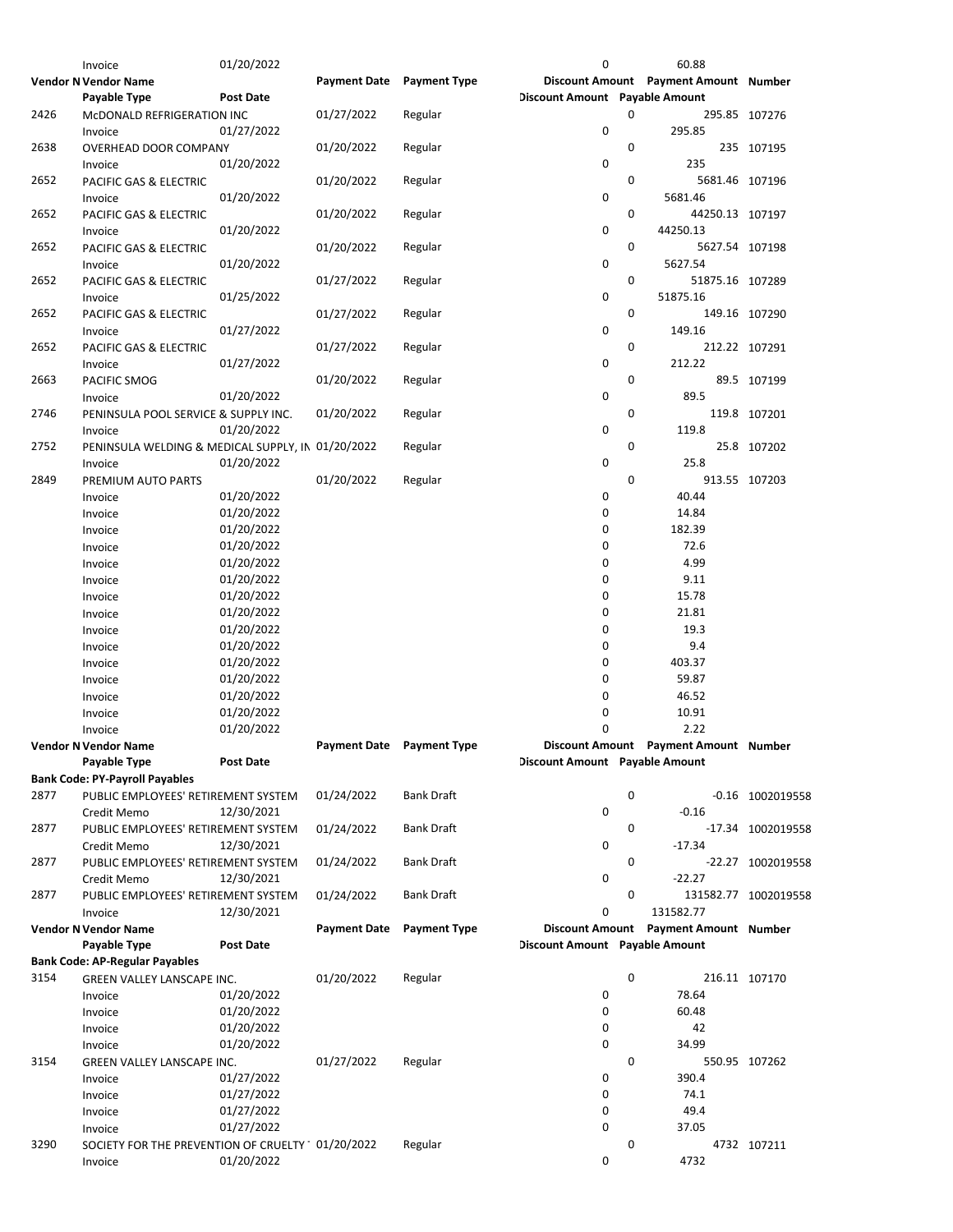| Vendor N | Vendor Name | | Payment Date | Payment Type | Discount Amount | Payment Amount | Number |
|---|---|---|---|---|---|---|---|
| | Payable Type | Post Date | | | Discount Amount | Payable Amount | |
| | Invoice | 01/20/2022 | | | 0 | 60.88 | |

| Vendor N | Vendor Name | | Payment Date | Payment Type | Discount Amount | Payment Amount | Number |
|---|---|---|---|---|---|---|---|
| | Payable Type | Post Date | | | Discount Amount | Payable Amount | |
| 2426 | McDONALD REFRIGERATION INC | | 01/27/2022 | Regular | 0 | 295.85 | 107276 |
| | Invoice | 01/27/2022 | | | 0 | 295.85 | |
| 2638 | OVERHEAD DOOR COMPANY | | 01/20/2022 | Regular | 0 | 235 | 107195 |
| | Invoice | 01/20/2022 | | | 0 | 235 | |
| 2652 | PACIFIC GAS & ELECTRIC | | 01/20/2022 | Regular | 0 | 5681.46 | 107196 |
| | Invoice | 01/20/2022 | | | 0 | 5681.46 | |
| 2652 | PACIFIC GAS & ELECTRIC | | 01/20/2022 | Regular | 0 | 44250.13 | 107197 |
| | Invoice | 01/20/2022 | | | 0 | 44250.13 | |
| 2652 | PACIFIC GAS & ELECTRIC | | 01/20/2022 | Regular | 0 | 5627.54 | 107198 |
| | Invoice | 01/20/2022 | | | 0 | 5627.54 | |
| 2652 | PACIFIC GAS & ELECTRIC | | 01/27/2022 | Regular | 0 | 51875.16 | 107289 |
| | Invoice | 01/25/2022 | | | 0 | 51875.16 | |
| 2652 | PACIFIC GAS & ELECTRIC | | 01/27/2022 | Regular | 0 | 149.16 | 107290 |
| | Invoice | 01/27/2022 | | | 0 | 149.16 | |
| 2652 | PACIFIC GAS & ELECTRIC | | 01/27/2022 | Regular | 0 | 212.22 | 107291 |
| | Invoice | 01/27/2022 | | | 0 | 212.22 | |
| 2663 | PACIFIC SMOG | | 01/20/2022 | Regular | 0 | 89.5 | 107199 |
| | Invoice | 01/20/2022 | | | 0 | 89.5 | |
| 2746 | PENINSULA POOL SERVICE & SUPPLY INC. | | 01/20/2022 | Regular | 0 | 119.8 | 107201 |
| | Invoice | 01/20/2022 | | | 0 | 119.8 | |
| 2752 | PENINSULA WELDING & MEDICAL SUPPLY, IN | | 01/20/2022 | Regular | 0 | 25.8 | 107202 |
| | Invoice | 01/20/2022 | | | 0 | 25.8 | |
| 2849 | PREMIUM AUTO PARTS | | 01/20/2022 | Regular | 0 | 913.55 | 107203 |
| | Invoice | 01/20/2022 | | | 0 | 40.44 | |
| | Invoice | 01/20/2022 | | | 0 | 14.84 | |
| | Invoice | 01/20/2022 | | | 0 | 182.39 | |
| | Invoice | 01/20/2022 | | | 0 | 72.6 | |
| | Invoice | 01/20/2022 | | | 0 | 4.99 | |
| | Invoice | 01/20/2022 | | | 0 | 9.11 | |
| | Invoice | 01/20/2022 | | | 0 | 15.78 | |
| | Invoice | 01/20/2022 | | | 0 | 21.81 | |
| | Invoice | 01/20/2022 | | | 0 | 19.3 | |
| | Invoice | 01/20/2022 | | | 0 | 9.4 | |
| | Invoice | 01/20/2022 | | | 0 | 403.37 | |
| | Invoice | 01/20/2022 | | | 0 | 59.87 | |
| | Invoice | 01/20/2022 | | | 0 | 46.52 | |
| | Invoice | 01/20/2022 | | | 0 | 10.91 | |
| | Invoice | 01/20/2022 | | | 0 | 2.22 | |

| Vendor N | Vendor Name | | Payment Date | Payment Type | Discount Amount | Payment Amount | Number |
|---|---|---|---|---|---|---|---|
| | Payable Type | Post Date | | | Discount Amount | Payable Amount | |
| **Bank Code: PY-Payroll Payables** | | | | | | | |
| 2877 | PUBLIC EMPLOYEES' RETIREMENT SYSTEM | | 01/24/2022 | Bank Draft | 0 | -0.16 | 1002019558 |
| | Credit Memo | 12/30/2021 | | | 0 | -0.16 | |
| 2877 | PUBLIC EMPLOYEES' RETIREMENT SYSTEM | | 01/24/2022 | Bank Draft | 0 | -17.34 | 1002019558 |
| | Credit Memo | 12/30/2021 | | | 0 | -17.34 | |
| 2877 | PUBLIC EMPLOYEES' RETIREMENT SYSTEM | | 01/24/2022 | Bank Draft | 0 | -22.27 | 1002019558 |
| | Credit Memo | 12/30/2021 | | | 0 | -22.27 | |
| 2877 | PUBLIC EMPLOYEES' RETIREMENT SYSTEM | | 01/24/2022 | Bank Draft | 0 | 131582.77 | 1002019558 |
| | Invoice | 12/30/2021 | | | 0 | 131582.77 | |

| Vendor N | Vendor Name | | Payment Date | Payment Type | Discount Amount | Payment Amount | Number |
|---|---|---|---|---|---|---|---|
| | Payable Type | Post Date | | | Discount Amount | Payable Amount | |
| **Bank Code: AP-Regular Payables** | | | | | | | |
| 3154 | GREEN VALLEY LANSCAPE INC. | | 01/20/2022 | Regular | 0 | 216.11 | 107170 |
| | Invoice | 01/20/2022 | | | 0 | 78.64 | |
| | Invoice | 01/20/2022 | | | 0 | 60.48 | |
| | Invoice | 01/20/2022 | | | 0 | 42 | |
| | Invoice | 01/20/2022 | | | 0 | 34.99 | |
| 3154 | GREEN VALLEY LANSCAPE INC. | | 01/27/2022 | Regular | 0 | 550.95 | 107262 |
| | Invoice | 01/27/2022 | | | 0 | 390.4 | |
| | Invoice | 01/27/2022 | | | 0 | 74.1 | |
| | Invoice | 01/27/2022 | | | 0 | 49.4 | |
| | Invoice | 01/27/2022 | | | 0 | 37.05 | |
| 3290 | SOCIETY FOR THE PREVENTION OF CRUELTY | | 01/20/2022 | Regular | 0 | 4732 | 107211 |
| | Invoice | 01/20/2022 | | | 0 | 4732 | |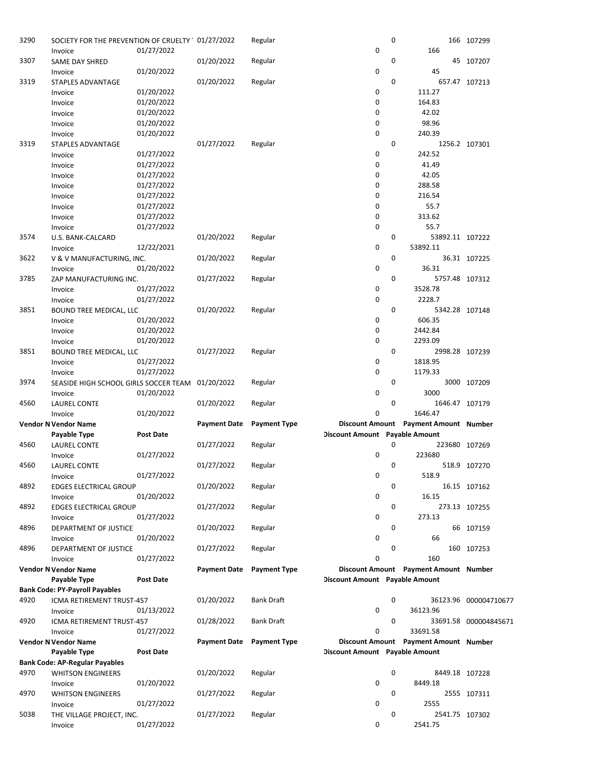| Vendor Number | Vendor Name | Payment Date | Payment Type | Discount Amount | Payment Amount | Number |
|---|---|---|---|---|---|---|
| | Payable Type | Post Date | | Discount Amount | Payable Amount | |
| 3290 | SOCIETY FOR THE PREVENTION OF CRUELTY | 01/27/2022 | Regular | 0 | 166 | 107299 |
| | Invoice | 01/27/2022 | | 0 | 166 | |
| 3307 | SAME DAY SHRED | 01/20/2022 | Regular | 0 | 45 | 107207 |
| | Invoice | 01/20/2022 | | 0 | 45 | |
| 3319 | STAPLES ADVANTAGE | 01/20/2022 | Regular | 0 | 657.47 | 107213 |
| | Invoice | 01/20/2022 | | 0 | 111.27 | |
| | Invoice | 01/20/2022 | | 0 | 164.83 | |
| | Invoice | 01/20/2022 | | 0 | 42.02 | |
| | Invoice | 01/20/2022 | | 0 | 98.96 | |
| | Invoice | 01/20/2022 | | 0 | 240.39 | |
| 3319 | STAPLES ADVANTAGE | 01/27/2022 | Regular | 0 | 1256.2 | 107301 |
| | Invoice | 01/27/2022 | | 0 | 242.52 | |
| | Invoice | 01/27/2022 | | 0 | 41.49 | |
| | Invoice | 01/27/2022 | | 0 | 42.05 | |
| | Invoice | 01/27/2022 | | 0 | 288.58 | |
| | Invoice | 01/27/2022 | | 0 | 216.54 | |
| | Invoice | 01/27/2022 | | 0 | 55.7 | |
| | Invoice | 01/27/2022 | | 0 | 313.62 | |
| | Invoice | 01/27/2022 | | 0 | 55.7 | |
| 3574 | U.S. BANK-CALCARD | 01/20/2022 | Regular | 0 | 53892.11 | 107222 |
| | Invoice | 12/22/2021 | | 0 | 53892.11 | |
| 3622 | V & V MANUFACTURING, INC. | 01/20/2022 | Regular | 0 | 36.31 | 107225 |
| | Invoice | 01/20/2022 | | 0 | 36.31 | |
| 3785 | ZAP MANUFACTURING INC. | 01/27/2022 | Regular | 0 | 5757.48 | 107312 |
| | Invoice | 01/27/2022 | | 0 | 3528.78 | |
| | Invoice | 01/27/2022 | | 0 | 2228.7 | |
| 3851 | BOUND TREE MEDICAL, LLC | 01/20/2022 | Regular | 0 | 5342.28 | 107148 |
| | Invoice | 01/20/2022 | | 0 | 606.35 | |
| | Invoice | 01/20/2022 | | 0 | 2442.84 | |
| | Invoice | 01/20/2022 | | 0 | 2293.09 | |
| 3851 | BOUND TREE MEDICAL, LLC | 01/27/2022 | Regular | 0 | 2998.28 | 107239 |
| | Invoice | 01/27/2022 | | 0 | 1818.95 | |
| | Invoice | 01/27/2022 | | 0 | 1179.33 | |
| 3974 | SEASIDE HIGH SCHOOL GIRLS SOCCER TEAM | 01/20/2022 | Regular | 0 | 3000 | 107209 |
| | Invoice | 01/20/2022 | | 0 | 3000 | |
| 4560 | LAUREL CONTE | 01/20/2022 | Regular | 0 | 1646.47 | 107179 |
| | Invoice | 01/20/2022 | | 0 | 1646.47 | |

| Vendor Number | Vendor Name | Payment Date | Payment Type | Discount Amount | Payment Amount | Number |
|---|---|---|---|---|---|---|
| | Payable Type | Post Date | | Discount Amount | Payable Amount | |
| 4560 | LAUREL CONTE | 01/27/2022 | Regular | 0 | 223680 | 107269 |
| | Invoice | 01/27/2022 | | 0 | 223680 | |
| 4560 | LAUREL CONTE | 01/27/2022 | Regular | 0 | 518.9 | 107270 |
| | Invoice | 01/27/2022 | | 0 | 518.9 | |
| 4892 | EDGES ELECTRICAL GROUP | 01/20/2022 | Regular | 0 | 16.15 | 107162 |
| | Invoice | 01/20/2022 | | 0 | 16.15 | |
| 4892 | EDGES ELECTRICAL GROUP | 01/27/2022 | Regular | 0 | 273.13 | 107255 |
| | Invoice | 01/27/2022 | | 0 | 273.13 | |
| 4896 | DEPARTMENT OF JUSTICE | 01/20/2022 | Regular | 0 | 66 | 107159 |
| | Invoice | 01/20/2022 | | 0 | 66 | |
| 4896 | DEPARTMENT OF JUSTICE | 01/27/2022 | Regular | 0 | 160 | 107253 |
| | Invoice | 01/27/2022 | | 0 | 160 | |

| Vendor Number | Vendor Name | Payment Date | Payment Type | Discount Amount | Payment Amount | Number |
|---|---|---|---|---|---|---|
| | Payable Type | Post Date | | Discount Amount | Payable Amount | |
| **Bank Code: PY-Payroll Payables** | | | | | | |
| 4920 | ICMA RETIREMENT TRUST-457 | 01/20/2022 | Bank Draft | 0 | 36123.96 | 000004710677 |
| | Invoice | 01/13/2022 | | 0 | 36123.96 | |
| 4920 | ICMA RETIREMENT TRUST-457 | 01/28/2022 | Bank Draft | 0 | 33691.58 | 000004845671 |
| | Invoice | 01/27/2022 | | 0 | 33691.58 | |

| Vendor Number | Vendor Name | Payment Date | Payment Type | Discount Amount | Payment Amount | Number |
|---|---|---|---|---|---|---|
| | Payable Type | Post Date | | Discount Amount | Payable Amount | |
| **Bank Code: AP-Regular Payables** | | | | | | |
| 4970 | WHITSON ENGINEERS | 01/20/2022 | Regular | 0 | 8449.18 | 107228 |
| | Invoice | 01/20/2022 | | 0 | 8449.18 | |
| 4970 | WHITSON ENGINEERS | 01/27/2022 | Regular | 0 | 2555 | 107311 |
| | Invoice | 01/27/2022 | | 0 | 2555 | |
| 5038 | THE VILLAGE PROJECT, INC. | 01/27/2022 | Regular | 0 | 2541.75 | 107302 |
| | Invoice | 01/27/2022 | | 0 | 2541.75 | |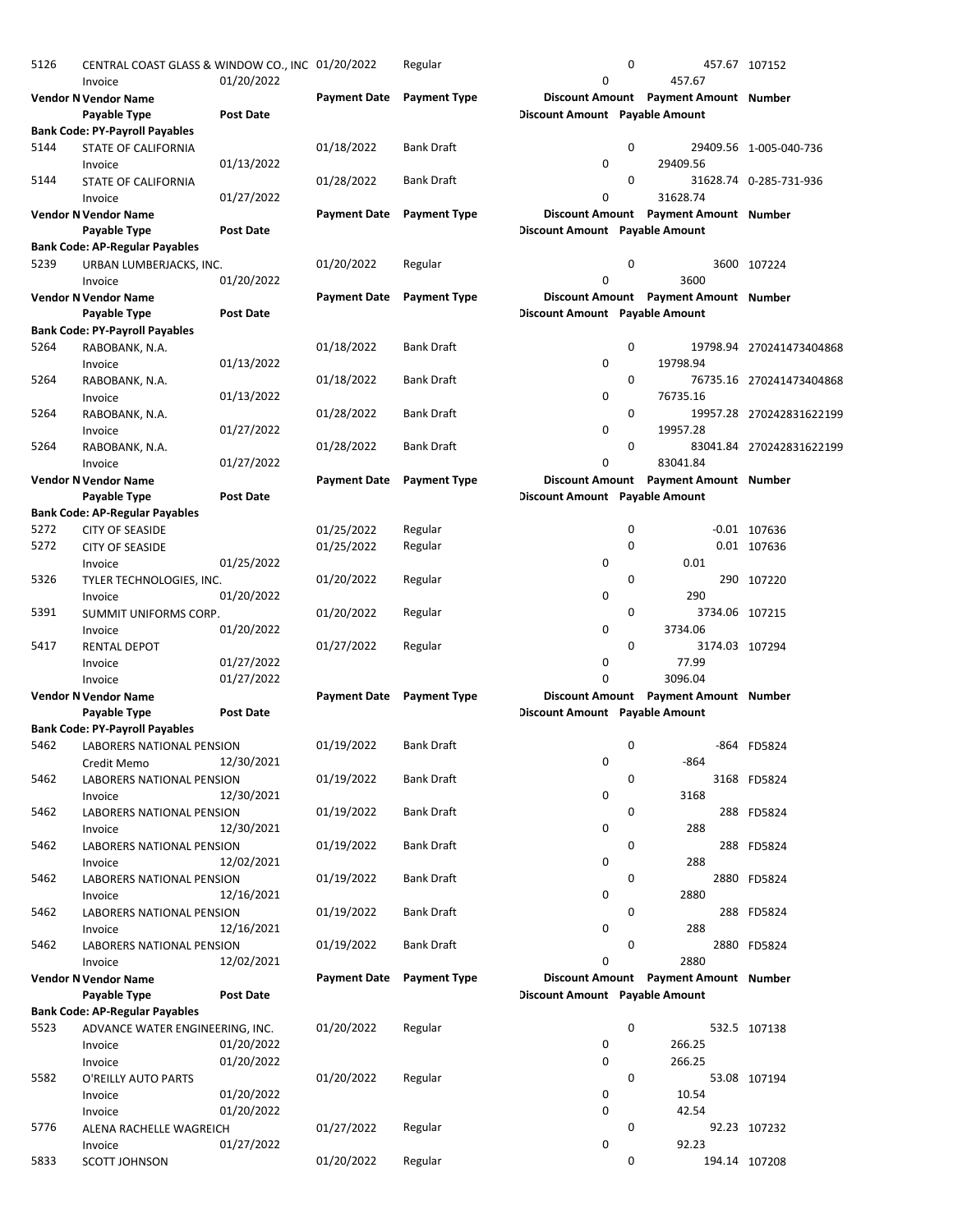| Vendor N | Vendor Name | | Payment Date | Payment Type | Discount Amount | Payment Amount | Number |
|---|---|---|---|---|---|---|---|
| | Payable Type | Post Date | | | Discount Amount | Payable Amount | |
| 5126 | CENTRAL COAST GLASS & WINDOW CO., INC | | 01/20/2022 | Regular | 0 | 457.67 | 107152 |
| | Invoice | 01/20/2022 | | | 0 | 457.67 | |

| Vendor N | Vendor Name | | Payment Date | Payment Type | Discount Amount | Payment Amount | Number |
|---|---|---|---|---|---|---|---|
| | Payable Type | Post Date | | | Discount Amount | Payable Amount | |
| 5126 | CENTRAL COAST GLASS & WINDOW CO., INC | | 01/20/2022 | Regular | 0 | 457.67 | 107152 |
| | Invoice | 01/20/2022 | | | 0 | 457.67 | |

**Bank Code: PY-Payroll Payables**

| Vendor N | Vendor Name | | Payment Date | Payment Type | Discount Amount | Payment Amount | Number |
|---|---|---|---|---|---|---|---|
| | Payable Type | Post Date | | | Discount Amount | Payable Amount | |
| 5144 | STATE OF CALIFORNIA | | 01/18/2022 | Bank Draft | 0 | 29409.56 | 1-005-040-736 |
| | Invoice | 01/13/2022 | | | 0 | 29409.56 | |
| 5144 | STATE OF CALIFORNIA | | 01/28/2022 | Bank Draft | 0 | 31628.74 | 0-285-731-936 |
| | Invoice | 01/27/2022 | | | 0 | 31628.74 | |

**Bank Code: AP-Regular Payables**

| Vendor N | Vendor Name | | Payment Date | Payment Type | Discount Amount | Payment Amount | Number |
|---|---|---|---|---|---|---|---|
| | Payable Type | Post Date | | | Discount Amount | Payable Amount | |
| 5239 | URBAN LUMBERJACKS, INC. | | 01/20/2022 | Regular | 0 | 3600 | 107224 |
| | Invoice | 01/20/2022 | | | 0 | 3600 | |

**Bank Code: PY-Payroll Payables**

| Vendor N | Vendor Name | | Payment Date | Payment Type | Discount Amount | Payment Amount | Number |
|---|---|---|---|---|---|---|---|
| | Payable Type | Post Date | | | Discount Amount | Payable Amount | |
| 5264 | RABOBANK, N.A. | | 01/18/2022 | Bank Draft | 0 | 19798.94 | 270241473404868 |
| | Invoice | 01/13/2022 | | | 0 | 19798.94 | |
| 5264 | RABOBANK, N.A. | | 01/18/2022 | Bank Draft | 0 | 76735.16 | 270241473404868 |
| | Invoice | 01/13/2022 | | | 0 | 76735.16 | |
| 5264 | RABOBANK, N.A. | | 01/28/2022 | Bank Draft | 0 | 19957.28 | 270242831622199 |
| | Invoice | 01/27/2022 | | | 0 | 19957.28 | |
| 5264 | RABOBANK, N.A. | | 01/28/2022 | Bank Draft | 0 | 83041.84 | 270242831622199 |
| | Invoice | 01/27/2022 | | | 0 | 83041.84 | |

**Bank Code: AP-Regular Payables**

| Vendor N | Vendor Name | | Payment Date | Payment Type | Discount Amount | Payment Amount | Number |
|---|---|---|---|---|---|---|---|
| | Payable Type | Post Date | | | Discount Amount | Payable Amount | |
| 5272 | CITY OF SEASIDE | | 01/25/2022 | Regular | 0 | -0.01 | 107636 |
| 5272 | CITY OF SEASIDE | | 01/25/2022 | Regular | 0 | 0.01 | 107636 |
| | Invoice | 01/25/2022 | | | 0 | 0.01 | |
| 5326 | TYLER TECHNOLOGIES, INC. | | 01/20/2022 | Regular | 0 | 290 | 107220 |
| | Invoice | 01/20/2022 | | | 0 | 290 | |
| 5391 | SUMMIT UNIFORMS CORP. | | 01/20/2022 | Regular | 0 | 3734.06 | 107215 |
| | Invoice | 01/20/2022 | | | 0 | 3734.06 | |
| 5417 | RENTAL DEPOT | | 01/27/2022 | Regular | 0 | 3174.03 | 107294 |
| | Invoice | 01/27/2022 | | | 0 | 77.99 | |
| | Invoice | 01/27/2022 | | | 0 | 3096.04 | |

**Bank Code: PY-Payroll Payables**

| Vendor N | Vendor Name | | Payment Date | Payment Type | Discount Amount | Payment Amount | Number |
|---|---|---|---|---|---|---|---|
| | Payable Type | Post Date | | | Discount Amount | Payable Amount | |
| 5462 | LABORERS NATIONAL PENSION | | 01/19/2022 | Bank Draft | 0 | -864 | FD5824 |
| | Credit Memo | 12/30/2021 | | | 0 | -864 | |
| 5462 | LABORERS NATIONAL PENSION | | 01/19/2022 | Bank Draft | 0 | 3168 | FD5824 |
| | Invoice | 12/30/2021 | | | 0 | 3168 | |
| 5462 | LABORERS NATIONAL PENSION | | 01/19/2022 | Bank Draft | 0 | 288 | FD5824 |
| | Invoice | 12/30/2021 | | | 0 | 288 | |
| 5462 | LABORERS NATIONAL PENSION | | 01/19/2022 | Bank Draft | 0 | 288 | FD5824 |
| | Invoice | 12/02/2021 | | | 0 | 288 | |
| 5462 | LABORERS NATIONAL PENSION | | 01/19/2022 | Bank Draft | 0 | 2880 | FD5824 |
| | Invoice | 12/16/2021 | | | 0 | 2880 | |
| 5462 | LABORERS NATIONAL PENSION | | 01/19/2022 | Bank Draft | 0 | 288 | FD5824 |
| | Invoice | 12/16/2021 | | | 0 | 288 | |
| 5462 | LABORERS NATIONAL PENSION | | 01/19/2022 | Bank Draft | 0 | 2880 | FD5824 |
| | Invoice | 12/02/2021 | | | 0 | 2880 | |

**Bank Code: AP-Regular Payables**

| Vendor N | Vendor Name | | Payment Date | Payment Type | Discount Amount | Payment Amount | Number |
|---|---|---|---|---|---|---|---|
| | Payable Type | Post Date | | | Discount Amount | Payable Amount | |
| 5523 | ADVANCE WATER ENGINEERING, INC. | | 01/20/2022 | Regular | 0 | 532.5 | 107138 |
| | Invoice | 01/20/2022 | | | 0 | 266.25 | |
| | Invoice | 01/20/2022 | | | 0 | 266.25 | |
| 5582 | O'REILLY AUTO PARTS | | 01/20/2022 | Regular | 0 | 53.08 | 107194 |
| | Invoice | 01/20/2022 | | | 0 | 10.54 | |
| | Invoice | 01/20/2022 | | | 0 | 42.54 | |
| 5776 | ALENA RACHELLE WAGREICH | | 01/27/2022 | Regular | 0 | 92.23 | 107232 |
| | Invoice | 01/27/2022 | | | 0 | 92.23 | |
| 5833 | SCOTT JOHNSON | | 01/20/2022 | Regular | 0 | 194.14 | 107208 |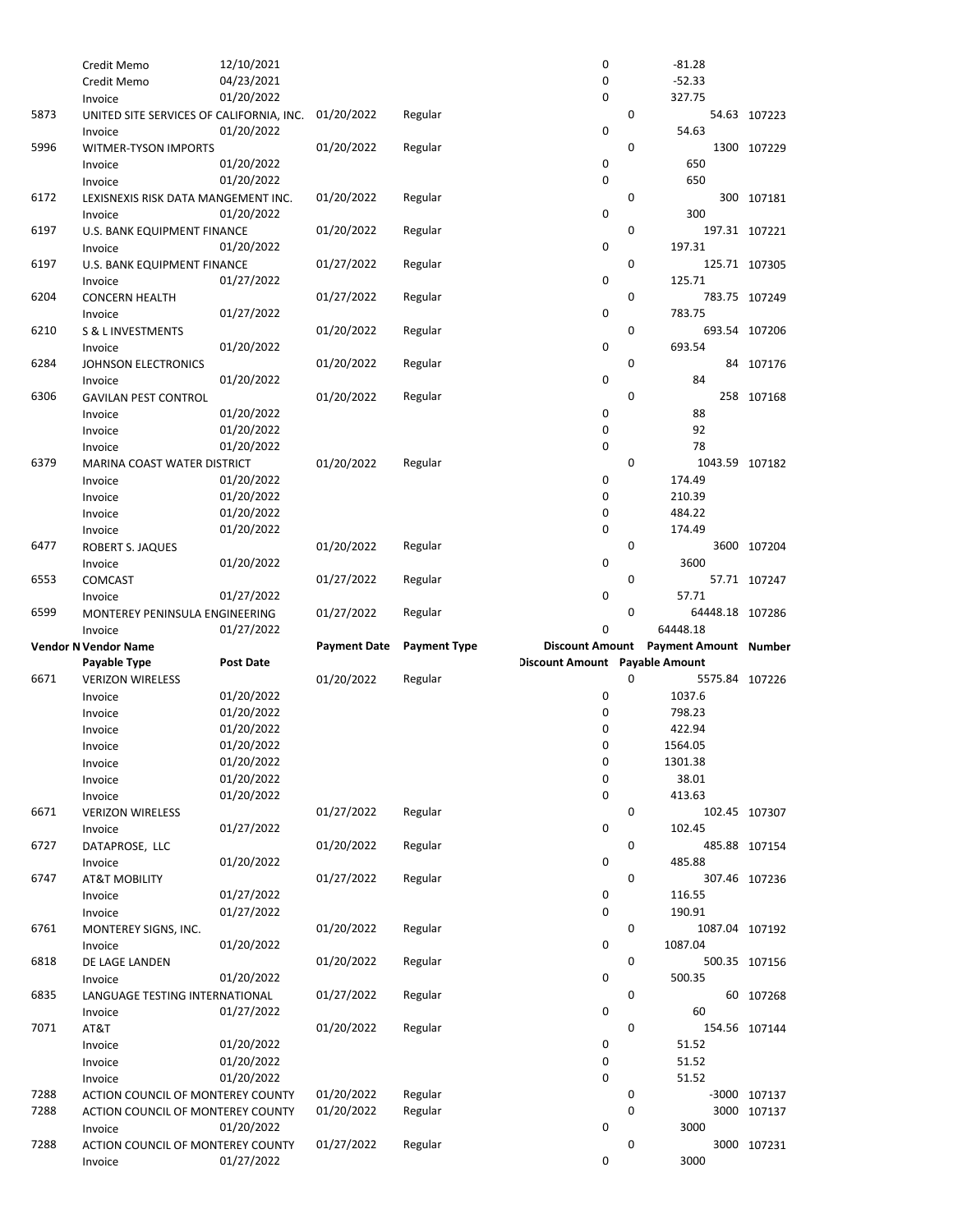| Vendor Number | Vendor Name | Payment Date | Payment Type | Discount Amount | Payment Amount | Number |
|---|---|---|---|---|---|---|
| | Payable Type / Post Date | | | Discount Amount | Payable Amount | |
| | Credit Memo 12/10/2021 | | | 0 | -81.28 | |
| | Credit Memo 04/23/2021 | | | 0 | -52.33 | |
| | Invoice 01/20/2022 | | | 0 | 327.75 | |
| 5873 | UNITED SITE SERVICES OF CALIFORNIA, INC. | 01/20/2022 | Regular | 0 | 54.63 | 107223 |
| | Invoice 01/20/2022 | | | 0 | 54.63 | |
| 5996 | WITMER-TYSON IMPORTS | 01/20/2022 | Regular | 0 | 1300 | 107229 |
| | Invoice 01/20/2022 | | | 0 | 650 | |
| | Invoice 01/20/2022 | | | 0 | 650 | |
| 6172 | LEXISNEXIS RISK DATA MANGEMENT INC. | 01/20/2022 | Regular | 0 | 300 | 107181 |
| | Invoice 01/20/2022 | | | 0 | 300 | |
| 6197 | U.S. BANK EQUIPMENT FINANCE | 01/20/2022 | Regular | 0 | 197.31 | 107221 |
| | Invoice 01/20/2022 | | | 0 | 197.31 | |
| 6197 | U.S. BANK EQUIPMENT FINANCE | 01/27/2022 | Regular | 0 | 125.71 | 107305 |
| | Invoice 01/27/2022 | | | 0 | 125.71 | |
| 6204 | CONCERN HEALTH | 01/27/2022 | Regular | 0 | 783.75 | 107249 |
| | Invoice 01/27/2022 | | | 0 | 783.75 | |
| 6210 | S & L INVESTMENTS | 01/20/2022 | Regular | 0 | 693.54 | 107206 |
| | Invoice 01/20/2022 | | | 0 | 693.54 | |
| 6284 | JOHNSON ELECTRONICS | 01/20/2022 | Regular | 0 | 84 | 107176 |
| | Invoice 01/20/2022 | | | 0 | 84 | |
| 6306 | GAVILAN PEST CONTROL | 01/20/2022 | Regular | 0 | 258 | 107168 |
| | Invoice 01/20/2022 | | | 0 | 88 | |
| | Invoice 01/20/2022 | | | 0 | 92 | |
| | Invoice 01/20/2022 | | | 0 | 78 | |
| 6379 | MARINA COAST WATER DISTRICT | 01/20/2022 | Regular | 0 | 1043.59 | 107182 |
| | Invoice 01/20/2022 | | | 0 | 174.49 | |
| | Invoice 01/20/2022 | | | 0 | 210.39 | |
| | Invoice 01/20/2022 | | | 0 | 484.22 | |
| | Invoice 01/20/2022 | | | 0 | 174.49 | |
| 6477 | ROBERT S. JAQUES | 01/20/2022 | Regular | 0 | 3600 | 107204 |
| | Invoice 01/20/2022 | | | 0 | 3600 | |
| 6553 | COMCAST | 01/27/2022 | Regular | 0 | 57.71 | 107247 |
| | Invoice 01/27/2022 | | | 0 | 57.71 | |
| 6599 | MONTEREY PENINSULA ENGINEERING | 01/27/2022 | Regular | 0 | 64448.18 | 107286 |
| | Invoice 01/27/2022 | | | 0 | 64448.18 | |
| 6671 | VERIZON WIRELESS | 01/20/2022 | Regular | 0 | 5575.84 | 107226 |
| | Invoice 01/20/2022 | | | 0 | 1037.6 | |
| | Invoice 01/20/2022 | | | 0 | 798.23 | |
| | Invoice 01/20/2022 | | | 0 | 422.94 | |
| | Invoice 01/20/2022 | | | 0 | 1564.05 | |
| | Invoice 01/20/2022 | | | 0 | 1301.38 | |
| | Invoice 01/20/2022 | | | 0 | 38.01 | |
| | Invoice 01/20/2022 | | | 0 | 413.63 | |
| 6671 | VERIZON WIRELESS | 01/27/2022 | Regular | 0 | 102.45 | 107307 |
| | Invoice 01/27/2022 | | | 0 | 102.45 | |
| 6727 | DATAPROSE, LLC | 01/20/2022 | Regular | 0 | 485.88 | 107154 |
| | Invoice 01/20/2022 | | | 0 | 485.88 | |
| 6747 | AT&T MOBILITY | 01/27/2022 | Regular | 0 | 307.46 | 107236 |
| | Invoice 01/27/2022 | | | 0 | 116.55 | |
| | Invoice 01/27/2022 | | | 0 | 190.91 | |
| 6761 | MONTEREY SIGNS, INC. | 01/20/2022 | Regular | 0 | 1087.04 | 107192 |
| | Invoice 01/20/2022 | | | 0 | 1087.04 | |
| 6818 | DE LAGE LANDEN | 01/20/2022 | Regular | 0 | 500.35 | 107156 |
| | Invoice 01/20/2022 | | | 0 | 500.35 | |
| 6835 | LANGUAGE TESTING INTERNATIONAL | 01/27/2022 | Regular | 0 | 60 | 107268 |
| | Invoice 01/27/2022 | | | 0 | 60 | |
| 7071 | AT&T | 01/20/2022 | Regular | 0 | 154.56 | 107144 |
| | Invoice 01/20/2022 | | | 0 | 51.52 | |
| | Invoice 01/20/2022 | | | 0 | 51.52 | |
| | Invoice 01/20/2022 | | | 0 | 51.52 | |
| 7288 | ACTION COUNCIL OF MONTEREY COUNTY | 01/20/2022 | Regular | 0 | -3000 | 107137 |
| 7288 | ACTION COUNCIL OF MONTEREY COUNTY | 01/20/2022 | Regular | 0 | 3000 | 107137 |
| | Invoice 01/20/2022 | | | 0 | 3000 | |
| 7288 | ACTION COUNCIL OF MONTEREY COUNTY | 01/27/2022 | Regular | 0 | 3000 | 107231 |
| | Invoice 01/27/2022 | | | 0 | 3000 | |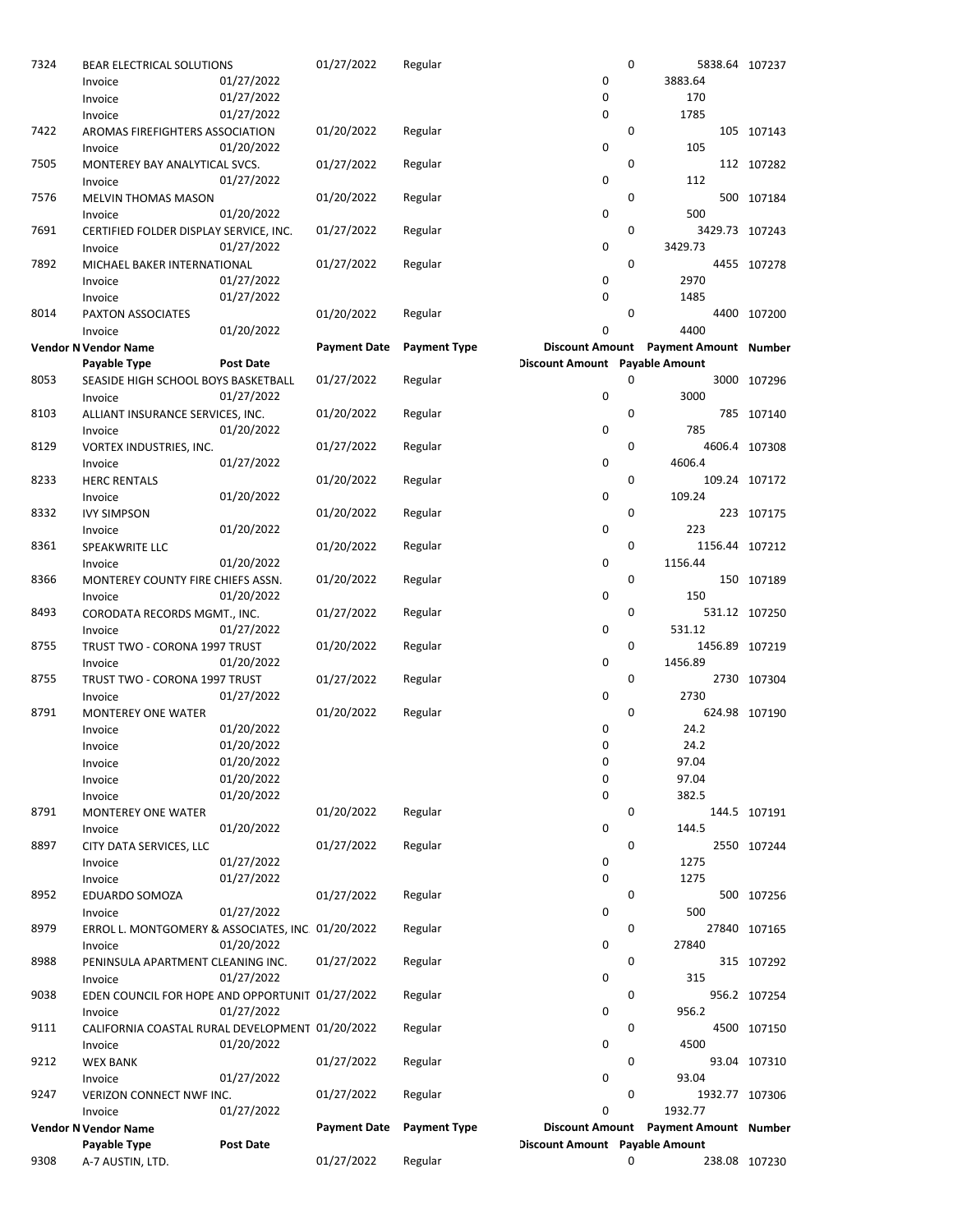| Vendor Number | Vendor Name | | Payment Date | Payment Type | Discount Amount | Payment Amount | Number |
|---|---|---|---|---|---|---|---|
| | Payable Type | Post Date | | | Discount Amount | Payable Amount | |
| 7324 | BEAR ELECTRICAL SOLUTIONS | | 01/27/2022 | Regular | 0 | 5838.64 | 107237 |
| | Invoice | 01/27/2022 | | | 0 | 3883.64 | |
| | Invoice | 01/27/2022 | | | 0 | 170 | |
| | Invoice | 01/27/2022 | | | 0 | 1785 | |
| 7422 | AROMAS FIREFIGHTERS ASSOCIATION | | 01/20/2022 | Regular | 0 | 105 | 107143 |
| | Invoice | 01/20/2022 | | | 0 | 105 | |
| 7505 | MONTEREY BAY ANALYTICAL SVCS. | | 01/27/2022 | Regular | 0 | 112 | 107282 |
| | Invoice | 01/27/2022 | | | 0 | 112 | |
| 7576 | MELVIN THOMAS MASON | | 01/20/2022 | Regular | 0 | 500 | 107184 |
| | Invoice | 01/20/2022 | | | 0 | 500 | |
| 7691 | CERTIFIED FOLDER DISPLAY SERVICE, INC. | | 01/27/2022 | Regular | 0 | 3429.73 | 107243 |
| | Invoice | 01/27/2022 | | | 0 | 3429.73 | |
| 7892 | MICHAEL BAKER INTERNATIONAL | | 01/27/2022 | Regular | 0 | 4455 | 107278 |
| | Invoice | 01/27/2022 | | | 0 | 2970 | |
| | Invoice | 01/27/2022 | | | 0 | 1485 | |
| 8014 | PAXTON ASSOCIATES | | 01/20/2022 | Regular | 0 | 4400 | 107200 |
| | Invoice | 01/20/2022 | | | 0 | 4400 | |

| Vendor Number | Vendor Name | | Payment Date | Payment Type | Discount Amount | Payment Amount | Number |
|---|---|---|---|---|---|---|---|
| | Payable Type | Post Date | | | Discount Amount | Payable Amount | |
| 8053 | SEASIDE HIGH SCHOOL BOYS BASKETBALL | | 01/27/2022 | Regular | 0 | 3000 | 107296 |
| | Invoice | 01/27/2022 | | | 0 | 3000 | |
| 8103 | ALLIANT INSURANCE SERVICES, INC. | | 01/20/2022 | Regular | 0 | 785 | 107140 |
| | Invoice | 01/20/2022 | | | 0 | 785 | |
| 8129 | VORTEX INDUSTRIES, INC. | | 01/27/2022 | Regular | 0 | 4606.4 | 107308 |
| | Invoice | 01/27/2022 | | | 0 | 4606.4 | |
| 8233 | HERC RENTALS | | 01/20/2022 | Regular | 0 | 109.24 | 107172 |
| | Invoice | 01/20/2022 | | | 0 | 109.24 | |
| 8332 | IVY SIMPSON | | 01/20/2022 | Regular | 0 | 223 | 107175 |
| | Invoice | 01/20/2022 | | | 0 | 223 | |
| 8361 | SPEAKWRITE LLC | | 01/20/2022 | Regular | 0 | 1156.44 | 107212 |
| | Invoice | 01/20/2022 | | | 0 | 1156.44 | |
| 8366 | MONTEREY COUNTY FIRE CHIEFS ASSN. | | 01/20/2022 | Regular | 0 | 150 | 107189 |
| | Invoice | 01/20/2022 | | | 0 | 150 | |
| 8493 | CORODATA RECORDS MGMT., INC. | | 01/27/2022 | Regular | 0 | 531.12 | 107250 |
| | Invoice | 01/27/2022 | | | 0 | 531.12 | |
| 8755 | TRUST TWO - CORONA 1997 TRUST | | 01/20/2022 | Regular | 0 | 1456.89 | 107219 |
| | Invoice | 01/20/2022 | | | 0 | 1456.89 | |
| 8755 | TRUST TWO - CORONA 1997 TRUST | | 01/27/2022 | Regular | 0 | 2730 | 107304 |
| | Invoice | 01/27/2022 | | | 0 | 2730 | |
| 8791 | MONTEREY ONE WATER | | 01/20/2022 | Regular | 0 | 624.98 | 107190 |
| | Invoice | 01/20/2022 | | | 0 | 24.2 | |
| | Invoice | 01/20/2022 | | | 0 | 24.2 | |
| | Invoice | 01/20/2022 | | | 0 | 97.04 | |
| | Invoice | 01/20/2022 | | | 0 | 97.04 | |
| | Invoice | 01/20/2022 | | | 0 | 382.5 | |
| 8791 | MONTEREY ONE WATER | | 01/20/2022 | Regular | 0 | 144.5 | 107191 |
| | Invoice | 01/20/2022 | | | 0 | 144.5 | |
| 8897 | CITY DATA SERVICES, LLC | | 01/27/2022 | Regular | 0 | 2550 | 107244 |
| | Invoice | 01/27/2022 | | | 0 | 1275 | |
| | Invoice | 01/27/2022 | | | 0 | 1275 | |
| 8952 | EDUARDO SOMOZA | | 01/27/2022 | Regular | 0 | 500 | 107256 |
| | Invoice | 01/27/2022 | | | 0 | 500 | |
| 8979 | ERROL L. MONTGOMERY & ASSOCIATES, INC | | 01/20/2022 | Regular | 0 | 27840 | 107165 |
| | Invoice | 01/20/2022 | | | 0 | 27840 | |
| 8988 | PENINSULA APARTMENT CLEANING INC. | | 01/27/2022 | Regular | 0 | 315 | 107292 |
| | Invoice | 01/27/2022 | | | 0 | 315 | |
| 9038 | EDEN COUNCIL FOR HOPE AND OPPORTUNIT | | 01/27/2022 | Regular | 0 | 956.2 | 107254 |
| | Invoice | 01/27/2022 | | | 0 | 956.2 | |
| 9111 | CALIFORNIA COASTAL RURAL DEVELOPMENT | | 01/20/2022 | Regular | 0 | 4500 | 107150 |
| | Invoice | 01/20/2022 | | | 0 | 4500 | |
| 9212 | WEX BANK | | 01/27/2022 | Regular | 0 | 93.04 | 107310 |
| | Invoice | 01/27/2022 | | | 0 | 93.04 | |
| 9247 | VERIZON CONNECT NWF INC. | | 01/27/2022 | Regular | 0 | 1932.77 | 107306 |
| | Invoice | 01/27/2022 | | | 0 | 1932.77 | |

| Vendor Number | Vendor Name | | Payment Date | Payment Type | Discount Amount | Payment Amount | Number |
|---|---|---|---|---|---|---|---|
| | Payable Type | Post Date | | | Discount Amount | Payable Amount | |
| 9308 | A-7 AUSTIN, LTD. | | 01/27/2022 | Regular | 0 | 238.08 | 107230 |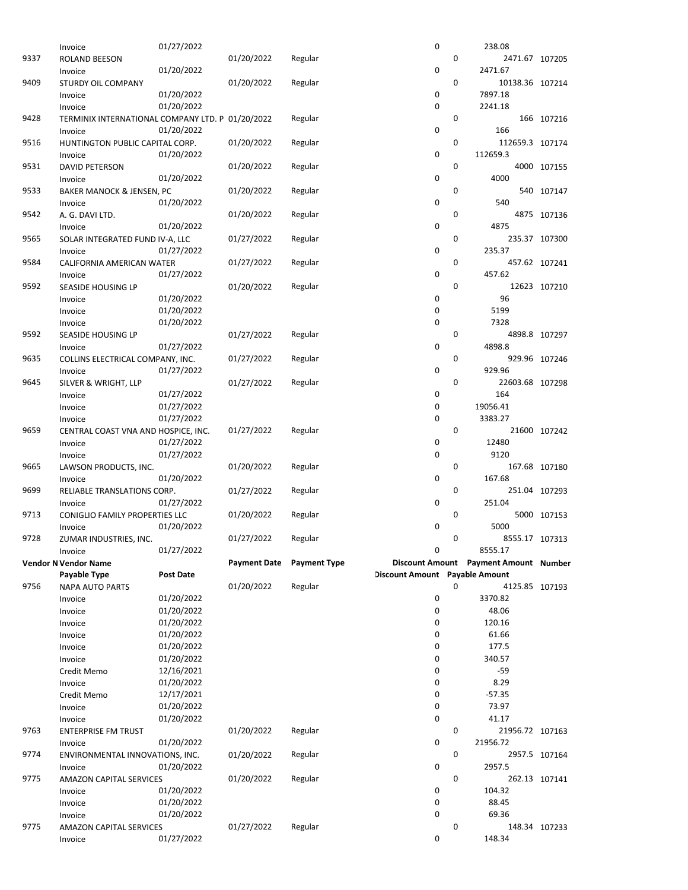| Vendor Number | Vendor Name | Payment Date | Payment Type | Discount Amount | Payment Amount | Number |
|---|---|---|---|---|---|---|
| | Payable Type | Post Date | | Discount Amount | Payable Amount | |
| | Invoice | 01/27/2022 | | 0 | 238.08 | |
| 9337 | ROLAND BEESON | 01/20/2022 | Regular | 0 | 2471.67 | 107205 |
| | Invoice | 01/20/2022 | | 0 | 2471.67 | |
| 9409 | STURDY OIL COMPANY | 01/20/2022 | Regular | 0 | 10138.36 | 107214 |
| | Invoice | 01/20/2022 | | 0 | 7897.18 | |
| | Invoice | 01/20/2022 | | 0 | 2241.18 | |
| 9428 | TERMINIX INTERNATIONAL COMPANY LTD. P | 01/20/2022 | Regular | 0 | 166 | 107216 |
| | Invoice | 01/20/2022 | | 0 | 166 | |
| 9516 | HUNTINGTON PUBLIC CAPITAL CORP. | 01/20/2022 | Regular | 0 | 112659.3 | 107174 |
| | Invoice | 01/20/2022 | | 0 | 112659.3 | |
| 9531 | DAVID PETERSON | 01/20/2022 | Regular | 0 | 4000 | 107155 |
| | Invoice | 01/20/2022 | | 0 | 4000 | |
| 9533 | BAKER MANOCK & JENSEN, PC | 01/20/2022 | Regular | 0 | 540 | 107147 |
| | Invoice | 01/20/2022 | | 0 | 540 | |
| 9542 | A. G. DAVI LTD. | 01/20/2022 | Regular | 0 | 4875 | 107136 |
| | Invoice | 01/20/2022 | | 0 | 4875 | |
| 9565 | SOLAR INTEGRATED FUND IV-A, LLC | 01/27/2022 | Regular | 0 | 235.37 | 107300 |
| | Invoice | 01/27/2022 | | 0 | 235.37 | |
| 9584 | CALIFORNIA AMERICAN WATER | 01/27/2022 | Regular | 0 | 457.62 | 107241 |
| | Invoice | 01/27/2022 | | 0 | 457.62 | |
| 9592 | SEASIDE HOUSING LP | 01/20/2022 | Regular | 0 | 12623 | 107210 |
| | Invoice | 01/20/2022 | | 0 | 96 | |
| | Invoice | 01/20/2022 | | 0 | 5199 | |
| | Invoice | 01/20/2022 | | 0 | 7328 | |
| 9592 | SEASIDE HOUSING LP | 01/27/2022 | Regular | 0 | 4898.8 | 107297 |
| | Invoice | 01/27/2022 | | 0 | 4898.8 | |
| 9635 | COLLINS ELECTRICAL COMPANY, INC. | 01/27/2022 | Regular | 0 | 929.96 | 107246 |
| | Invoice | 01/27/2022 | | 0 | 929.96 | |
| 9645 | SILVER & WRIGHT, LLP | 01/27/2022 | Regular | 0 | 22603.68 | 107298 |
| | Invoice | 01/27/2022 | | 0 | 164 | |
| | Invoice | 01/27/2022 | | 0 | 19056.41 | |
| | Invoice | 01/27/2022 | | 0 | 3383.27 | |
| 9659 | CENTRAL COAST VNA AND HOSPICE, INC. | 01/27/2022 | Regular | 0 | 21600 | 107242 |
| | Invoice | 01/27/2022 | | 0 | 12480 | |
| | Invoice | 01/27/2022 | | 0 | 9120 | |
| 9665 | LAWSON PRODUCTS, INC. | 01/20/2022 | Regular | 0 | 167.68 | 107180 |
| | Invoice | 01/20/2022 | | 0 | 167.68 | |
| 9699 | RELIABLE TRANSLATIONS CORP. | 01/27/2022 | Regular | 0 | 251.04 | 107293 |
| | Invoice | 01/27/2022 | | 0 | 251.04 | |
| 9713 | CONIGLIO FAMILY PROPERTIES LLC | 01/20/2022 | Regular | 0 | 5000 | 107153 |
| | Invoice | 01/20/2022 | | 0 | 5000 | |
| 9728 | ZUMAR INDUSTRIES, INC. | 01/27/2022 | Regular | 0 | 8555.17 | 107313 |
| | Invoice | 01/27/2022 | | 0 | 8555.17 | |
| 9756 | NAPA AUTO PARTS | 01/20/2022 | Regular | 0 | 4125.85 | 107193 |
| | Invoice | 01/20/2022 | | 0 | 3370.82 | |
| | Invoice | 01/20/2022 | | 0 | 48.06 | |
| | Invoice | 01/20/2022 | | 0 | 120.16 | |
| | Invoice | 01/20/2022 | | 0 | 61.66 | |
| | Invoice | 01/20/2022 | | 0 | 177.5 | |
| | Invoice | 01/20/2022 | | 0 | 340.57 | |
| | Credit Memo | 12/16/2021 | | 0 | -59 | |
| | Invoice | 01/20/2022 | | 0 | 8.29 | |
| | Credit Memo | 12/17/2021 | | 0 | -57.35 | |
| | Invoice | 01/20/2022 | | 0 | 73.97 | |
| | Invoice | 01/20/2022 | | 0 | 41.17 | |
| 9763 | ENTERPRISE FM TRUST | 01/20/2022 | Regular | 0 | 21956.72 | 107163 |
| | Invoice | 01/20/2022 | | 0 | 21956.72 | |
| 9774 | ENVIRONMENTAL INNOVATIONS, INC. | 01/20/2022 | Regular | 0 | 2957.5 | 107164 |
| | Invoice | 01/20/2022 | | 0 | 2957.5 | |
| 9775 | AMAZON CAPITAL SERVICES | 01/20/2022 | Regular | 0 | 262.13 | 107141 |
| | Invoice | 01/20/2022 | | 0 | 104.32 | |
| | Invoice | 01/20/2022 | | 0 | 88.45 | |
| | Invoice | 01/20/2022 | | 0 | 69.36 | |
| 9775 | AMAZON CAPITAL SERVICES | 01/27/2022 | Regular | 0 | 148.34 | 107233 |
| | Invoice | 01/27/2022 | | 0 | 148.34 | |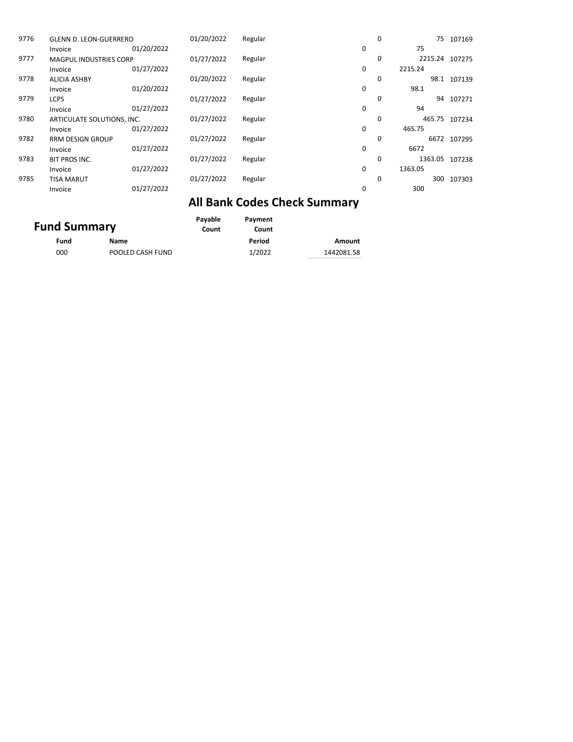| | | | | | | | | |
|---|---|---|---|---|---|---|---|---|
| 9776 | GLENN D. LEON-GUERRERO | | 01/20/2022 | Regular | | 0 | 75 | 107169 |
| | Invoice | 01/20/2022 | | | 0 | | 75 | |
| 9777 | MAGPUL INDUSTRIES CORP | | 01/27/2022 | Regular | | 0 | 2215.24 | 107275 |
| | Invoice | 01/27/2022 | | | 0 | | 2215.24 | |
| 9778 | ALICIA ASHBY | | 01/20/2022 | Regular | | 0 | 98.1 | 107139 |
| | Invoice | 01/20/2022 | | | 0 | | 98.1 | |
| 9779 | LCPS | | 01/27/2022 | Regular | | 0 | 94 | 107271 |
| | Invoice | 01/27/2022 | | | 0 | | 94 | |
| 9780 | ARTICULATE SOLUTIONS, INC. | | 01/27/2022 | Regular | | 0 | 465.75 | 107234 |
| | Invoice | 01/27/2022 | | | 0 | | 465.75 | |
| 9782 | RRM DESIGN GROUP | | 01/27/2022 | Regular | | 0 | 6672 | 107295 |
| | Invoice | 01/27/2022 | | | 0 | | 6672 | |
| 9783 | BIT PROS INC. | | 01/27/2022 | Regular | | 0 | 1363.05 | 107238 |
| | Invoice | 01/27/2022 | | | 0 | | 1363.05 | |
| 9785 | TISA MARUT | | 01/27/2022 | Regular | | 0 | 300 | 107303 |
| | Invoice | 01/27/2022 | | | 0 | | 300 | |

## All Bank Codes Check Summary

## Fund Summary

| Fund | Name | Payable Count | Payment Count Period | Amount |
|---|---|---|---|---|
| 000 | POOLED CASH FUND | | 1/2022 | 1442081.58 |